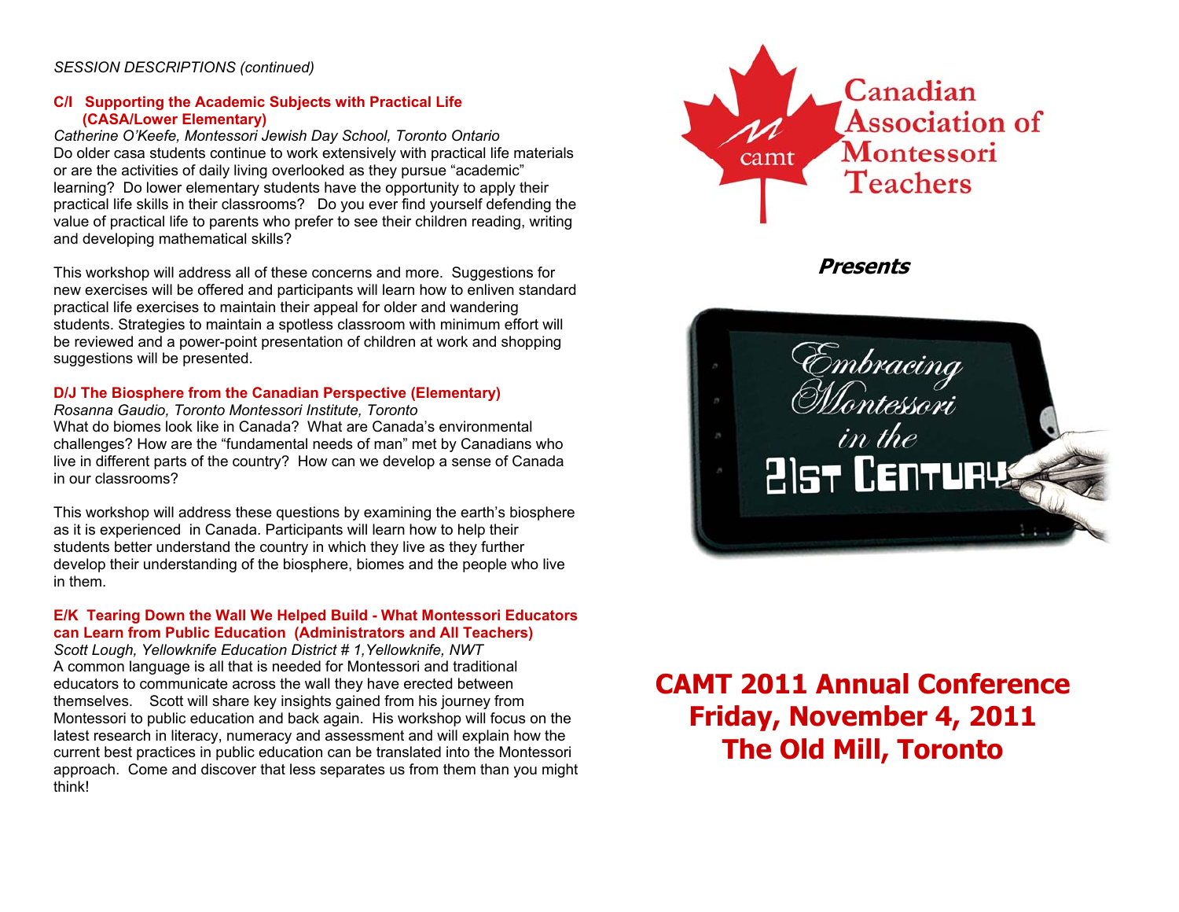*SESSION DESCRIPTIONS (continued)*

### C/I Supporting the Academic Subjects with Practical Life (CASA/Lower Elementary)

*Catherine O'Keefe, Montessori Jewish Day School, Toronto Ontario*

Do older casa students continue to work extensively with practical life materials or are the activities of daily living overlooked as they pursue "academic" learning? Do lower elementary students have the opportunity to apply their practical life skills in their classrooms? Do you ever find yourself defending the value of practical life to parents who prefer to see their children reading, writing and developing mathematical skills?

This workshop will address all of these concerns and more. Suggestions for new exercises will be offered and participants will learn how to enliven standard practical life exercises to maintain their appeal for older and wandering students. Strategies to maintain a spotless classroom with minimum effort will be reviewed and a power-point presentation of children at work and shopping suggestions will be presented.

### D/J The Biosphere from the Canadian Perspective (Elementary)

*Rosanna Gaudio, Toronto Montessori Institute, Toronto*

What do biomes look like in Canada? What are Canada's environmental challenges? How are the "fundamental needs of man" met by Canadians who live in different parts of the country? How can we develop a sense of Canada in our classrooms?

This workshop will address these questions by examining the earth's biosphere as it is experienced in Canada. Participants will learn how to help their students better understand the country in which they live as they further develop their understanding of the biosphere, biomes and the people who live in them.

### E/K Tearing Down the Wall We Helped Build - What Montessori Educators can Learn from Public Education (Administrators and All Teachers)

*Scott Lough, Yellowknife Education District # 1,Yellowknife, NWT*

A common language is all that is needed for Montessori and traditional educators to communicate across the wall they have erected between themselves. Scott will share key insights gained from his journey from Montessori to public education and back again. His workshop will focus on the latest research in literacy, numeracy and assessment and will explain how the current best practices in public education can be translated into the Montessori approach. Come and discover that less separates us from them than you might think!

Canadian Association of Montessori Teachers

camt

***Presents***

Embracing Montessori in the 21st Century

# CAMT 2011 Annual Conference
# Friday, November 4, 2011
# The Old Mill, Toronto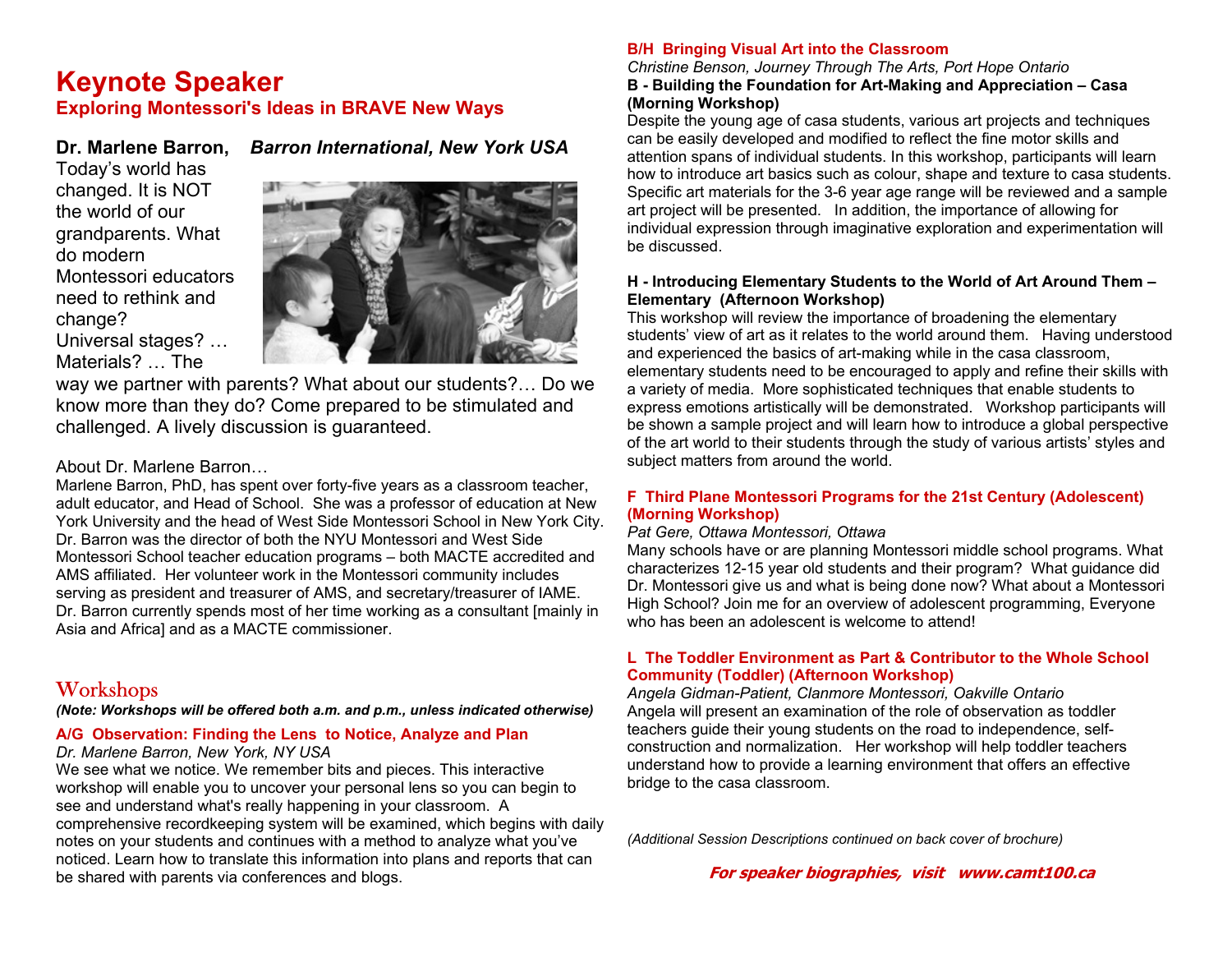# Keynote Speaker

## Exploring Montessori's Ideas in BRAVE New Ways

**Dr. Marlene Barron,** ***Barron International, New York USA***

Today's world has changed. It is NOT the world of our grandparents. What do modern Montessori educators need to rethink and change? Universal stages? … Materials? … The way we partner with parents? What about our students?… Do we know more than they do? Come prepared to be stimulated and challenged. A lively discussion is guaranteed.

About Dr. Marlene Barron…

Marlene Barron, PhD, has spent over forty-five years as a classroom teacher, adult educator, and Head of School. She was a professor of education at New York University and the head of West Side Montessori School in New York City. Dr. Barron was the director of both the NYU Montessori and West Side Montessori School teacher education programs – both MACTE accredited and AMS affiliated. Her volunteer work in the Montessori community includes serving as president and treasurer of AMS, and secretary/treasurer of IAME. Dr. Barron currently spends most of her time working as a consultant [mainly in Asia and Africa] and as a MACTE commissioner.

## Workshops

***(Note: Workshops will be offered both a.m. and p.m., unless indicated otherwise)***

### A/G Observation: Finding the Lens to Notice, Analyze and Plan

*Dr. Marlene Barron, New York, NY USA*

We see what we notice. We remember bits and pieces. This interactive workshop will enable you to uncover your personal lens so you can begin to see and understand what's really happening in your classroom. A comprehensive recordkeeping system will be examined, which begins with daily notes on your students and continues with a method to analyze what you've noticed. Learn how to translate this information into plans and reports that can be shared with parents via conferences and blogs.

### B/H Bringing Visual Art into the Classroom

*Christine Benson, Journey Through The Arts, Port Hope Ontario*

**B - Building the Foundation for Art-Making and Appreciation – Casa (Morning Workshop)**

Despite the young age of casa students, various art projects and techniques can be easily developed and modified to reflect the fine motor skills and attention spans of individual students. In this workshop, participants will learn how to introduce art basics such as colour, shape and texture to casa students. Specific art materials for the 3-6 year age range will be reviewed and a sample art project will be presented. In addition, the importance of allowing for individual expression through imaginative exploration and experimentation will be discussed.

**H - Introducing Elementary Students to the World of Art Around Them – Elementary (Afternoon Workshop)**

This workshop will review the importance of broadening the elementary students' view of art as it relates to the world around them. Having understood and experienced the basics of art-making while in the casa classroom, elementary students need to be encouraged to apply and refine their skills with a variety of media. More sophisticated techniques that enable students to express emotions artistically will be demonstrated. Workshop participants will be shown a sample project and will learn how to introduce a global perspective of the art world to their students through the study of various artists' styles and subject matters from around the world.

### F Third Plane Montessori Programs for the 21st Century (Adolescent) (Morning Workshop)

*Pat Gere, Ottawa Montessori, Ottawa*

Many schools have or are planning Montessori middle school programs. What characterizes 12-15 year old students and their program? What guidance did Dr. Montessori give us and what is being done now? What about a Montessori High School? Join me for an overview of adolescent programming, Everyone who has been an adolescent is welcome to attend!

### L The Toddler Environment as Part & Contributor to the Whole School Community (Toddler) (Afternoon Workshop)

*Angela Gidman-Patient, Clanmore Montessori, Oakville Ontario*

Angela will present an examination of the role of observation as toddler teachers guide their young students on the road to independence, self-construction and normalization. Her workshop will help toddler teachers understand how to provide a learning environment that offers an effective bridge to the casa classroom.

*(Additional Session Descriptions continued on back cover of brochure)*

***For speaker biographies, visit www.camt100.ca***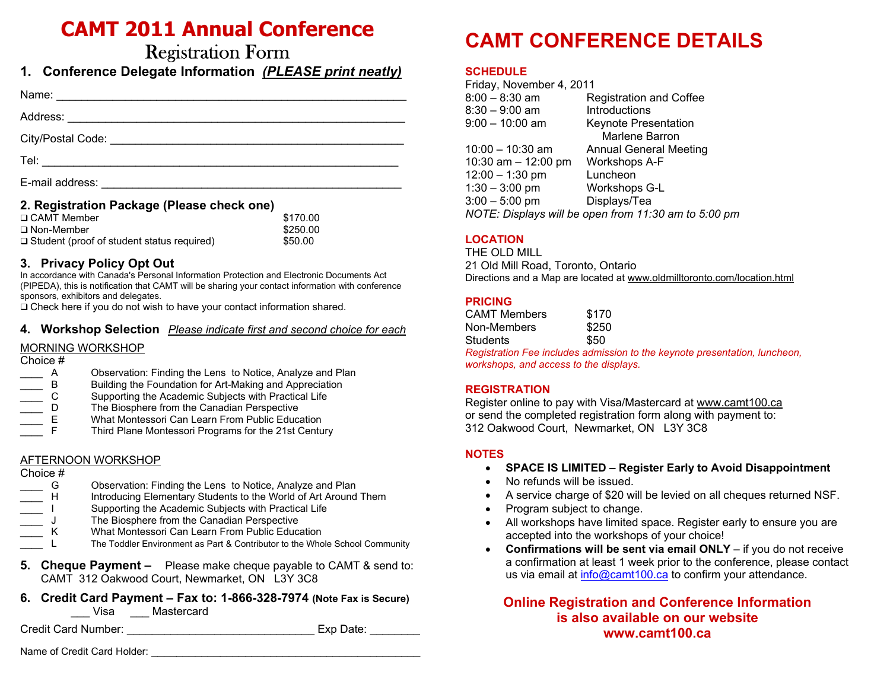# CAMT 2011 Annual Conference

## Registration Form

### 1. Conference Delegate Information *(PLEASE print neatly)*

Name: ____________________________________________________________

Address: __________________________________________________________

City/Postal Code: ___________________________________________________

Tel: ______________________________________________________________

E-mail address: _____________________________________________________

### 2. Registration Package (Please check one)

| | |
|---|---|
| ❑ CAMT Member | $170.00 |
| ❑ Non-Member | $250.00 |
| ❑ Student (proof of student status required) | $50.00 |

### 3. Privacy Policy Opt Out

In accordance with Canada's Personal Information Protection and Electronic Documents Act (PIPEDA), this is notification that CAMT will be sharing your contact information with conference sponsors, exhibitors and delegates.

❑ Check here if you do not wish to have your contact information shared.

### 4. Workshop Selection *Please indicate first and second choice for each*

MORNING WORKSHOP

Choice #

- ____ A  Observation: Finding the Lens to Notice, Analyze and Plan
- ____ B  Building the Foundation for Art-Making and Appreciation
- ____ C  Supporting the Academic Subjects with Practical Life
- ____ D  The Biosphere from the Canadian Perspective
- ____ E  What Montessori Can Learn From Public Education
- ____ F  Third Plane Montessori Programs for the 21st Century

AFTERNOON WORKSHOP

Choice #

- ____ G  Observation: Finding the Lens to Notice, Analyze and Plan
- ____ H  Introducing Elementary Students to the World of Art Around Them
- ____ I  Supporting the Academic Subjects with Practical Life
- ____ J  The Biosphere from the Canadian Perspective
- ____ K  What Montessori Can Learn From Public Education
- ____ L  The Toddler Environment as Part & Contributor to the Whole School Community

### 5. Cheque Payment – Please make cheque payable to CAMT & send to:

CAMT 312 Oakwood Court, Newmarket, ON L3Y 3C8

### 6. Credit Card Payment – Fax to: 1-866-328-7974 (Note Fax is Secure)

___ Visa ___ Mastercard

Credit Card Number: ______________________________ Exp Date: ________

Name of Credit Card Holder: _______________________________________________

# CAMT CONFERENCE DETAILS

## SCHEDULE

Friday, November 4, 2011

| | |
|---|---|
| 8:00 – 8:30 am | Registration and Coffee |
| 8:30 – 9:00 am | Introductions |
| 9:00 – 10:00 am | Keynote Presentation Marlene Barron |
| 10:00 – 10:30 am | Annual General Meeting |
| 10:30 am – 12:00 pm | Workshops A-F |
| 12:00 – 1:30 pm | Luncheon |
| 1:30 – 3:00 pm | Workshops G-L |
| 3:00 – 5:00 pm | Displays/Tea |

*NOTE: Displays will be open from 11:30 am to 5:00 pm*

## LOCATION

THE OLD MILL

21 Old Mill Road, Toronto, Ontario

Directions and a Map are located at www.oldmilltoronto.com/location.html

## PRICING

| | |
|---|---|
| CAMT Members | $170 |
| Non-Members | $250 |
| Students | $50 |

*Registration Fee includes admission to the keynote presentation, luncheon, workshops, and access to the displays.*

## REGISTRATION

Register online to pay with Visa/Mastercard at www.camt100.ca or send the completed registration form along with payment to: 312 Oakwood Court, Newmarket, ON L3Y 3C8

## NOTES

- **SPACE IS LIMITED – Register Early to Avoid Disappointment**
- No refunds will be issued.
- A service charge of $20 will be levied on all cheques returned NSF.
- Program subject to change.
- All workshops have limited space. Register early to ensure you are accepted into the workshops of your choice!
- **Confirmations will be sent via email ONLY** – if you do not receive a confirmation at least 1 week prior to the conference, please contact us via email at info@camt100.ca to confirm your attendance.

**Online Registration and Conference Information is also available on our website www.camt100.ca**